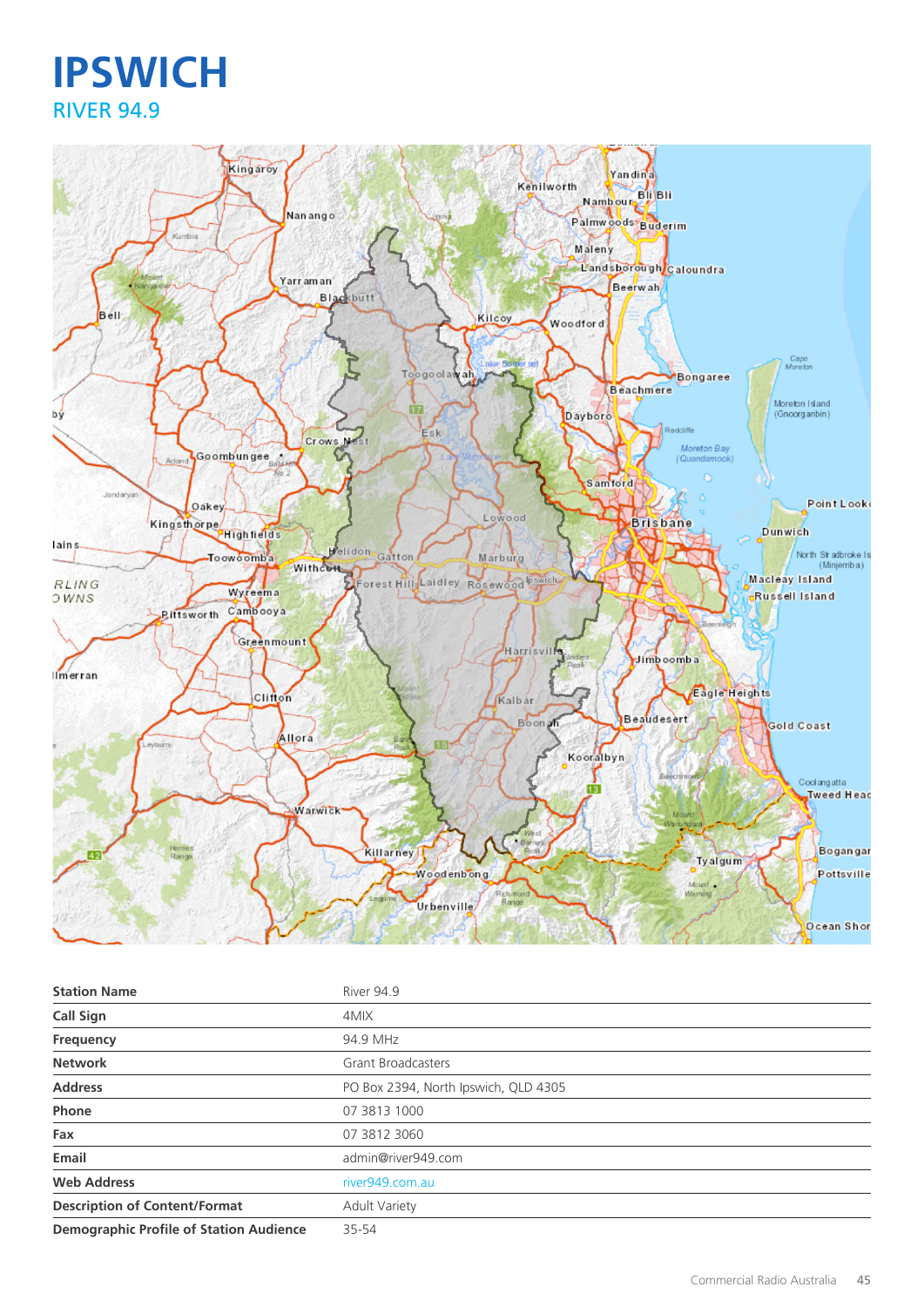# IPSWICH

## RIVER 94.9

| Station Name | River 94.9 |
|---|---|
| Call Sign | 4MIX |
| Frequency | 94.9 MHz |
| Network | Grant Broadcasters |
| Address | PO Box 2394, North Ipswich, QLD 4305 |
| Phone | 07 3813 1000 |
| Fax | 07 3812 3060 |
| Email | admin@river949.com |
| Web Address | river949.com.au |
| Description of Content/Format | Adult Variety |
| Demographic Profile of Station Audience | 35-54 |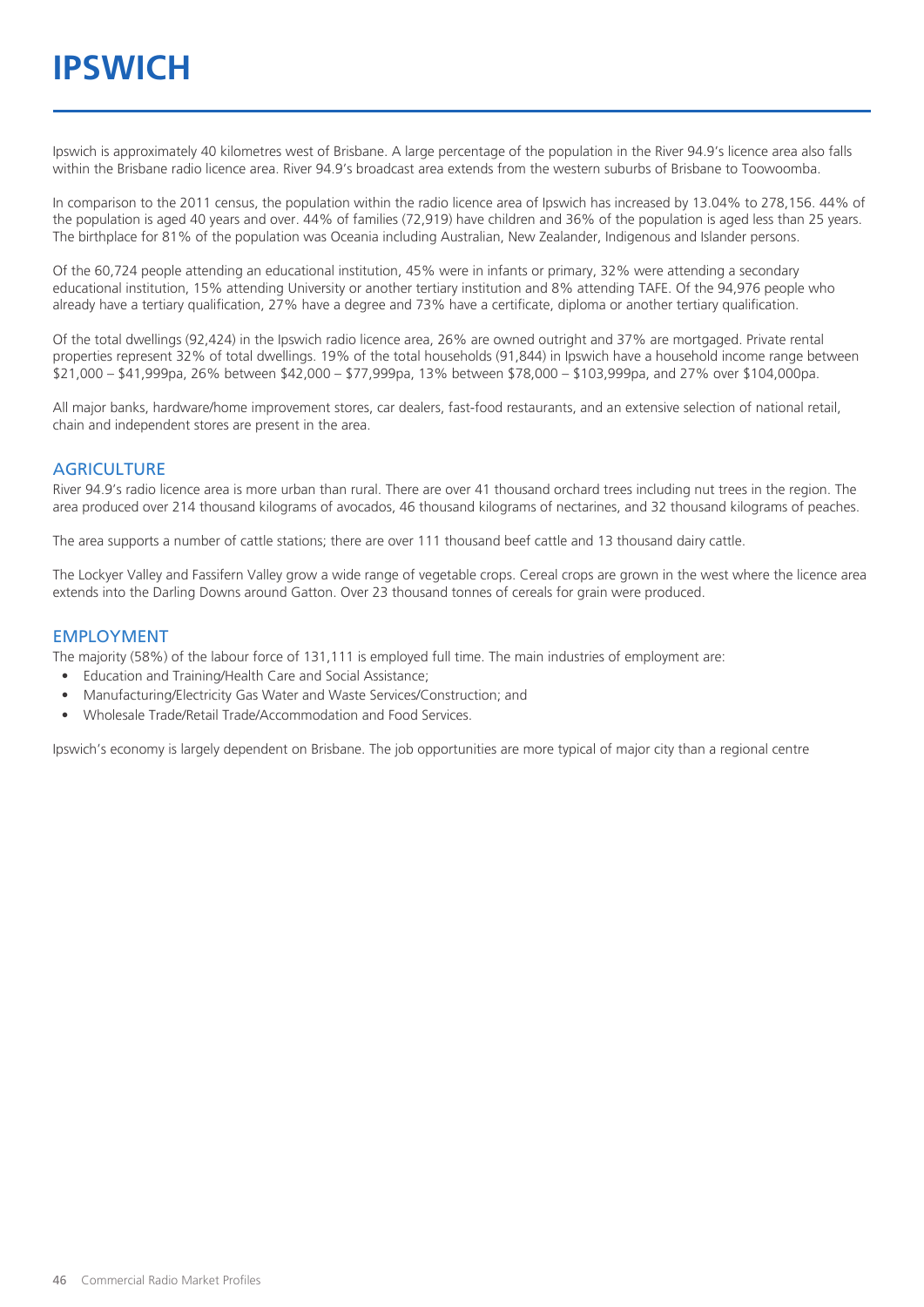# IPSWICH

Ipswich is approximately 40 kilometres west of Brisbane. A large percentage of the population in the River 94.9's licence area also falls within the Brisbane radio licence area. River 94.9's broadcast area extends from the western suburbs of Brisbane to Toowoomba.

In comparison to the 2011 census, the population within the radio licence area of Ipswich has increased by 13.04% to 278,156. 44% of the population is aged 40 years and over. 44% of families (72,919) have children and 36% of the population is aged less than 25 years. The birthplace for 81% of the population was Oceania including Australian, New Zealander, Indigenous and Islander persons.

Of the 60,724 people attending an educational institution, 45% were in infants or primary, 32% were attending a secondary educational institution, 15% attending University or another tertiary institution and 8% attending TAFE. Of the 94,976 people who already have a tertiary qualification, 27% have a degree and 73% have a certificate, diploma or another tertiary qualification.

Of the total dwellings (92,424) in the Ipswich radio licence area, 26% are owned outright and 37% are mortgaged. Private rental properties represent 32% of total dwellings. 19% of the total households (91,844) in Ipswich have a household income range between $21,000 – $41,999pa, 26% between $42,000 – $77,999pa, 13% between $78,000 – $103,999pa, and 27% over $104,000pa.

All major banks, hardware/home improvement stores, car dealers, fast-food restaurants, and an extensive selection of national retail, chain and independent stores are present in the area.

## AGRICULTURE

River 94.9's radio licence area is more urban than rural. There are over 41 thousand orchard trees including nut trees in the region. The area produced over 214 thousand kilograms of avocados, 46 thousand kilograms of nectarines, and 32 thousand kilograms of peaches.

The area supports a number of cattle stations; there are over 111 thousand beef cattle and 13 thousand dairy cattle.

The Lockyer Valley and Fassifern Valley grow a wide range of vegetable crops. Cereal crops are grown in the west where the licence area extends into the Darling Downs around Gatton. Over 23 thousand tonnes of cereals for grain were produced.

## EMPLOYMENT

The majority (58%) of the labour force of 131,111 is employed full time. The main industries of employment are:

- Education and Training/Health Care and Social Assistance;
- Manufacturing/Electricity Gas Water and Waste Services/Construction; and
- Wholesale Trade/Retail Trade/Accommodation and Food Services.

Ipswich's economy is largely dependent on Brisbane. The job opportunities are more typical of major city than a regional centre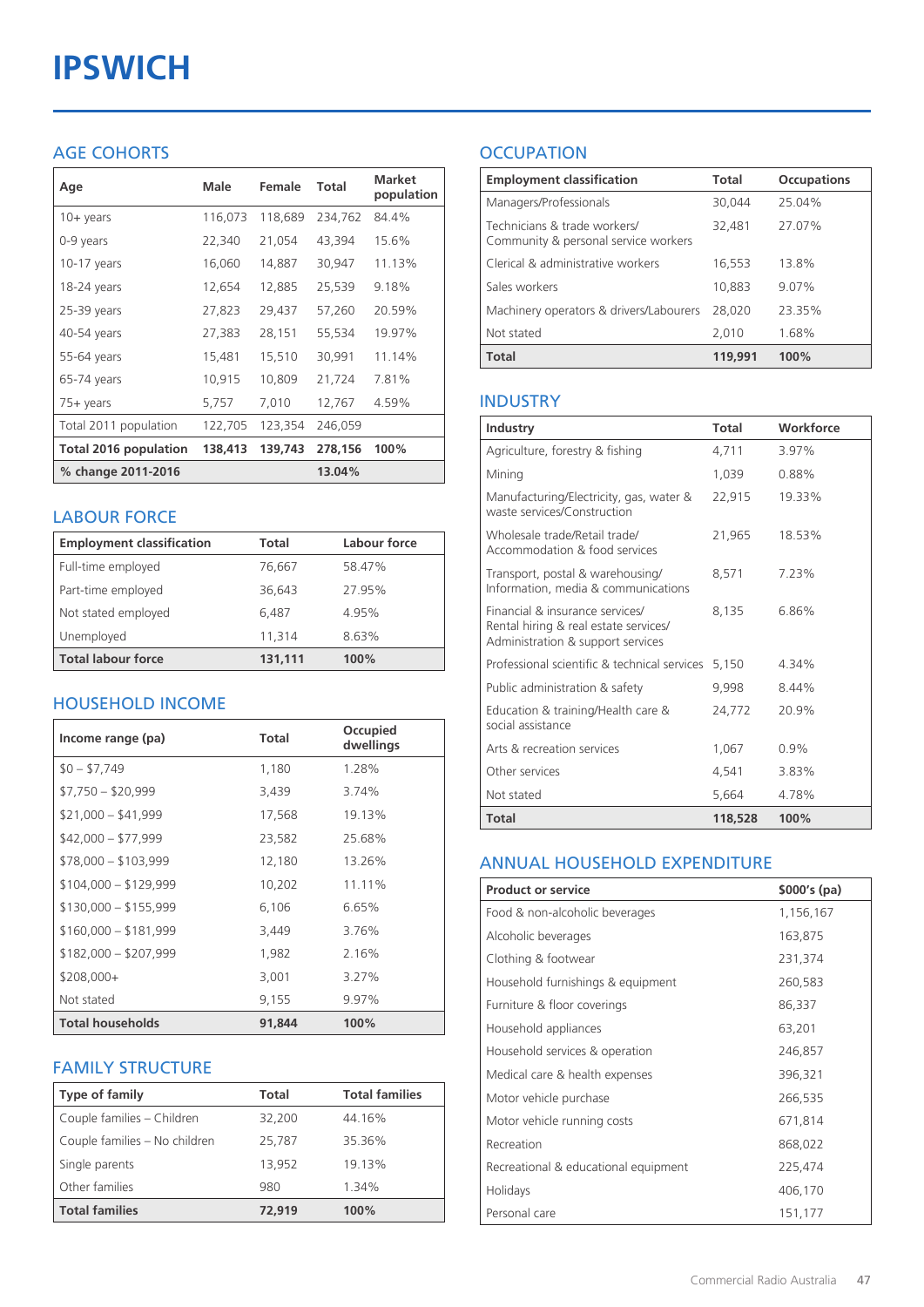# IPSWICH

## AGE COHORTS

| Age | Male | Female | Total | Market population |
|---|---|---|---|---|
| 10+ years | 116,073 | 118,689 | 234,762 | 84.4% |
| 0-9 years | 22,340 | 21,054 | 43,394 | 15.6% |
| 10-17 years | 16,060 | 14,887 | 30,947 | 11.13% |
| 18-24 years | 12,654 | 12,885 | 25,539 | 9.18% |
| 25-39 years | 27,823 | 29,437 | 57,260 | 20.59% |
| 40-54 years | 27,383 | 28,151 | 55,534 | 19.97% |
| 55-64 years | 15,481 | 15,510 | 30,991 | 11.14% |
| 65-74 years | 10,915 | 10,809 | 21,724 | 7.81% |
| 75+ years | 5,757 | 7,010 | 12,767 | 4.59% |
| Total 2011 population | 122,705 | 123,354 | 246,059 | |
| **Total 2016 population** | **138,413** | **139,743** | **278,156** | **100%** |
| **% change 2011-2016** | | | **13.04%** | |

## LABOUR FORCE

| Employment classification | Total | Labour force |
|---|---|---|
| Full-time employed | 76,667 | 58.47% |
| Part-time employed | 36,643 | 27.95% |
| Not stated employed | 6,487 | 4.95% |
| Unemployed | 11,314 | 8.63% |
| **Total labour force** | **131,111** | **100%** |

## HOUSEHOLD INCOME

| Income range (pa) | Total | Occupied dwellings |
|---|---|---|
| $0 – $7,749 | 1,180 | 1.28% |
| $7,750 – $20,999 | 3,439 | 3.74% |
| $21,000 – $41,999 | 17,568 | 19.13% |
| $42,000 – $77,999 | 23,582 | 25.68% |
| $78,000 – $103,999 | 12,180 | 13.26% |
| $104,000 – $129,999 | 10,202 | 11.11% |
| $130,000 – $155,999 | 6,106 | 6.65% |
| $160,000 – $181,999 | 3,449 | 3.76% |
| $182,000 – $207,999 | 1,982 | 2.16% |
| $208,000+ | 3,001 | 3.27% |
| Not stated | 9,155 | 9.97% |
| **Total households** | **91,844** | **100%** |

## FAMILY STRUCTURE

| Type of family | Total | Total families |
|---|---|---|
| Couple families – Children | 32,200 | 44.16% |
| Couple families – No children | 25,787 | 35.36% |
| Single parents | 13,952 | 19.13% |
| Other families | 980 | 1.34% |
| **Total families** | **72,919** | **100%** |

## OCCUPATION

| Employment classification | Total | Occupations |
|---|---|---|
| Managers/Professionals | 30,044 | 25.04% |
| Technicians & trade workers/ Community & personal service workers | 32,481 | 27.07% |
| Clerical & administrative workers | 16,553 | 13.8% |
| Sales workers | 10,883 | 9.07% |
| Machinery operators & drivers/Labourers | 28,020 | 23.35% |
| Not stated | 2,010 | 1.68% |
| **Total** | **119,991** | **100%** |

## INDUSTRY

| Industry | Total | Workforce |
|---|---|---|
| Agriculture, forestry & fishing | 4,711 | 3.97% |
| Mining | 1,039 | 0.88% |
| Manufacturing/Electricity, gas, water & waste services/Construction | 22,915 | 19.33% |
| Wholesale trade/Retail trade/ Accommodation & food services | 21,965 | 18.53% |
| Transport, postal & warehousing/ Information, media & communications | 8,571 | 7.23% |
| Financial & insurance services/ Rental hiring & real estate services/ Administration & support services | 8,135 | 6.86% |
| Professional scientific & technical services | 5,150 | 4.34% |
| Public administration & safety | 9,998 | 8.44% |
| Education & training/Health care & social assistance | 24,772 | 20.9% |
| Arts & recreation services | 1,067 | 0.9% |
| Other services | 4,541 | 3.83% |
| Not stated | 5,664 | 4.78% |
| **Total** | **118,528** | **100%** |

## ANNUAL HOUSEHOLD EXPENDITURE

| Product or service | $000's (pa) |
|---|---|
| Food & non-alcoholic beverages | 1,156,167 |
| Alcoholic beverages | 163,875 |
| Clothing & footwear | 231,374 |
| Household furnishings & equipment | 260,583 |
| Furniture & floor coverings | 86,337 |
| Household appliances | 63,201 |
| Household services & operation | 246,857 |
| Medical care & health expenses | 396,321 |
| Motor vehicle purchase | 266,535 |
| Motor vehicle running costs | 671,814 |
| Recreation | 868,022 |
| Recreational & educational equipment | 225,474 |
| Holidays | 406,170 |
| Personal care | 151,177 |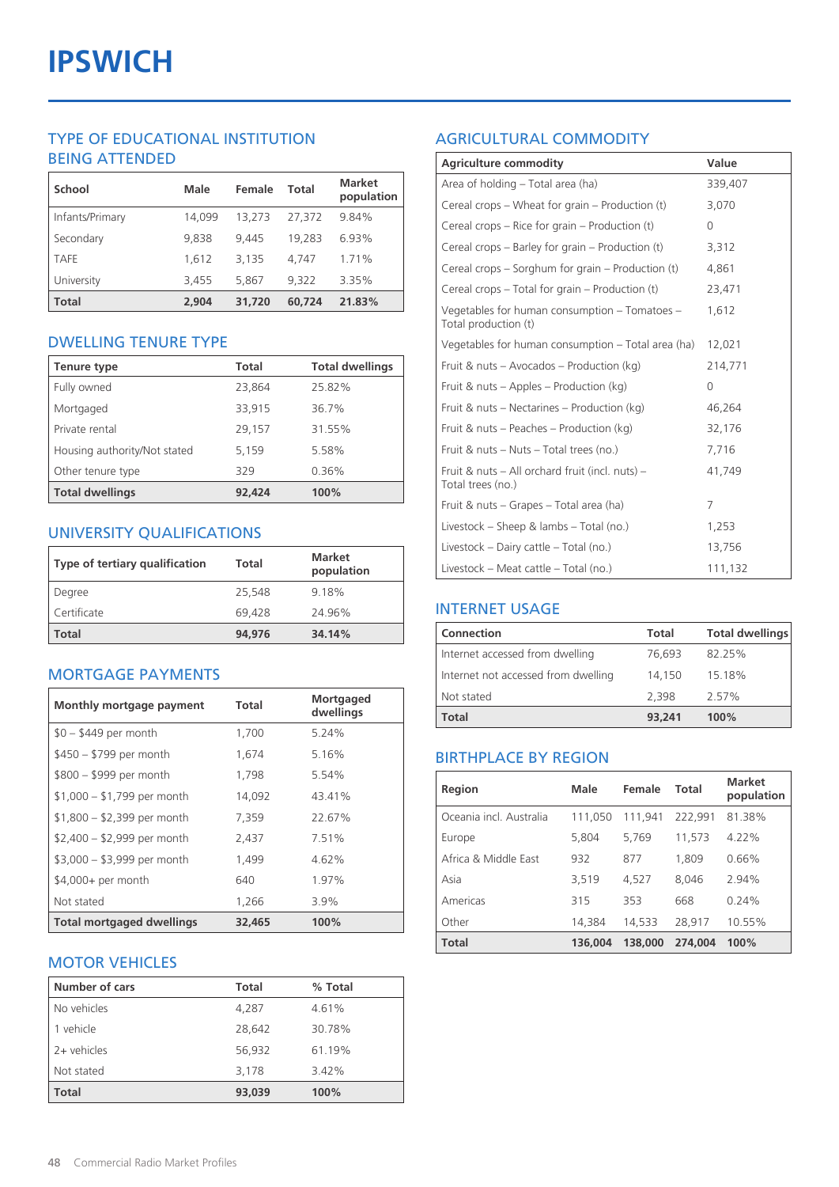# IPSWICH

## TYPE OF EDUCATIONAL INSTITUTION BEING ATTENDED

| School | Male | Female | Total | Market population |
|---|---|---|---|---|
| Infants/Primary | 14,099 | 13,273 | 27,372 | 9.84% |
| Secondary | 9,838 | 9,445 | 19,283 | 6.93% |
| TAFE | 1,612 | 3,135 | 4,747 | 1.71% |
| University | 3,455 | 5,867 | 9,322 | 3.35% |
| **Total** | **2,904** | **31,720** | **60,724** | **21.83%** |

## DWELLING TENURE TYPE

| Tenure type | Total | Total dwellings |
|---|---|---|
| Fully owned | 23,864 | 25.82% |
| Mortgaged | 33,915 | 36.7% |
| Private rental | 29,157 | 31.55% |
| Housing authority/Not stated | 5,159 | 5.58% |
| Other tenure type | 329 | 0.36% |
| **Total dwellings** | **92,424** | **100%** |

## UNIVERSITY QUALIFICATIONS

| Type of tertiary qualification | Total | Market population |
|---|---|---|
| Degree | 25,548 | 9.18% |
| Certificate | 69,428 | 24.96% |
| **Total** | **94,976** | **34.14%** |

## MORTGAGE PAYMENTS

| Monthly mortgage payment | Total | Mortgaged dwellings |
|---|---|---|
| $0 – $449 per month | 1,700 | 5.24% |
| $450 – $799 per month | 1,674 | 5.16% |
| $800 – $999 per month | 1,798 | 5.54% |
| $1,000 – $1,799 per month | 14,092 | 43.41% |
| $1,800 – $2,399 per month | 7,359 | 22.67% |
| $2,400 – $2,999 per month | 2,437 | 7.51% |
| $3,000 – $3,999 per month | 1,499 | 4.62% |
| $4,000+ per month | 640 | 1.97% |
| Not stated | 1,266 | 3.9% |
| **Total mortgaged dwellings** | **32,465** | **100%** |

## MOTOR VEHICLES

| Number of cars | Total | % Total |
|---|---|---|
| No vehicles | 4,287 | 4.61% |
| 1 vehicle | 28,642 | 30.78% |
| 2+ vehicles | 56,932 | 61.19% |
| Not stated | 3,178 | 3.42% |
| **Total** | **93,039** | **100%** |

## AGRICULTURAL COMMODITY

| Agriculture commodity | Value |
|---|---|
| Area of holding – Total area (ha) | 339,407 |
| Cereal crops – Wheat for grain – Production (t) | 3,070 |
| Cereal crops – Rice for grain – Production (t) | 0 |
| Cereal crops – Barley for grain – Production (t) | 3,312 |
| Cereal crops – Sorghum for grain – Production (t) | 4,861 |
| Cereal crops – Total for grain – Production (t) | 23,471 |
| Vegetables for human consumption – Tomatoes – Total production (t) | 1,612 |
| Vegetables for human consumption – Total area (ha) | 12,021 |
| Fruit & nuts – Avocados – Production (kg) | 214,771 |
| Fruit & nuts – Apples – Production (kg) | 0 |
| Fruit & nuts – Nectarines – Production (kg) | 46,264 |
| Fruit & nuts – Peaches – Production (kg) | 32,176 |
| Fruit & nuts – Nuts – Total trees (no.) | 7,716 |
| Fruit & nuts – All orchard fruit (incl. nuts) – Total trees (no.) | 41,749 |
| Fruit & nuts – Grapes – Total area (ha) | 7 |
| Livestock – Sheep & lambs – Total (no.) | 1,253 |
| Livestock – Dairy cattle – Total (no.) | 13,756 |
| Livestock – Meat cattle – Total (no.) | 111,132 |

## INTERNET USAGE

| Connection | Total | Total dwellings |
|---|---|---|
| Internet accessed from dwelling | 76,693 | 82.25% |
| Internet not accessed from dwelling | 14,150 | 15.18% |
| Not stated | 2,398 | 2.57% |
| **Total** | **93,241** | **100%** |

## BIRTHPLACE BY REGION

| Region | Male | Female | Total | Market population |
|---|---|---|---|---|
| Oceania incl. Australia | 111,050 | 111,941 | 222,991 | 81.38% |
| Europe | 5,804 | 5,769 | 11,573 | 4.22% |
| Africa & Middle East | 932 | 877 | 1,809 | 0.66% |
| Asia | 3,519 | 4,527 | 8,046 | 2.94% |
| Americas | 315 | 353 | 668 | 0.24% |
| Other | 14,384 | 14,533 | 28,917 | 10.55% |
| **Total** | **136,004** | **138,000** | **274,004** | **100%** |